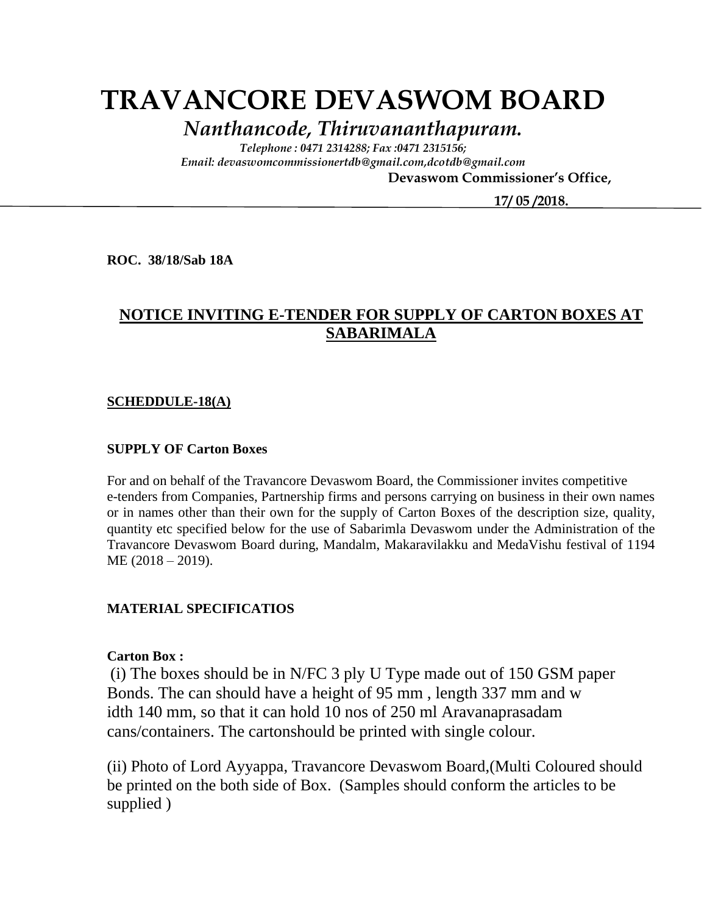# TRAVANCORE DEVASWOM BOARD

*Nanthancode, Thiruvananthapuram.*

*Telephone : 0471 2314288; Fax :0471 2315156;*
*Email: devaswomcommissionertdb@gmail.com,dcotdb@gmail.com*

**Devaswom Commissioner's Office,**

**17/ 05 /2018.**

**ROC. 38/18/Sab 18A**

## NOTICE INVITING E-TENDER FOR SUPPLY OF CARTON BOXES AT SABARIMALA

**SCHEDDULE-18(A)**

**SUPPLY OF Carton Boxes**

For and on behalf of the Travancore Devaswom Board, the Commissioner invites competitive e-tenders from Companies, Partnership firms and persons carrying on business in their own names or in names other than their own for the supply of Carton Boxes of the description size, quality, quantity etc specified below for the use of Sabarimla Devaswom under the Administration of the Travancore Devaswom Board during, Mandalm, Makaravilakku and MedaVishu festival of 1194 ME (2018 – 2019).

**MATERIAL SPECIFICATIOS**

**Carton Box :**

(i) The boxes should be in N/FC 3 ply U Type made out of 150 GSM paper Bonds. The can should have a height of 95 mm , length 337 mm and w idth 140 mm, so that it can hold 10 nos of 250 ml Aravanaprasadam cans/containers. The cartonshould be printed with single colour.

(ii) Photo of Lord Ayyappa, Travancore Devaswom Board,(Multi Coloured should be printed on the both side of Box. (Samples should conform the articles to be supplied )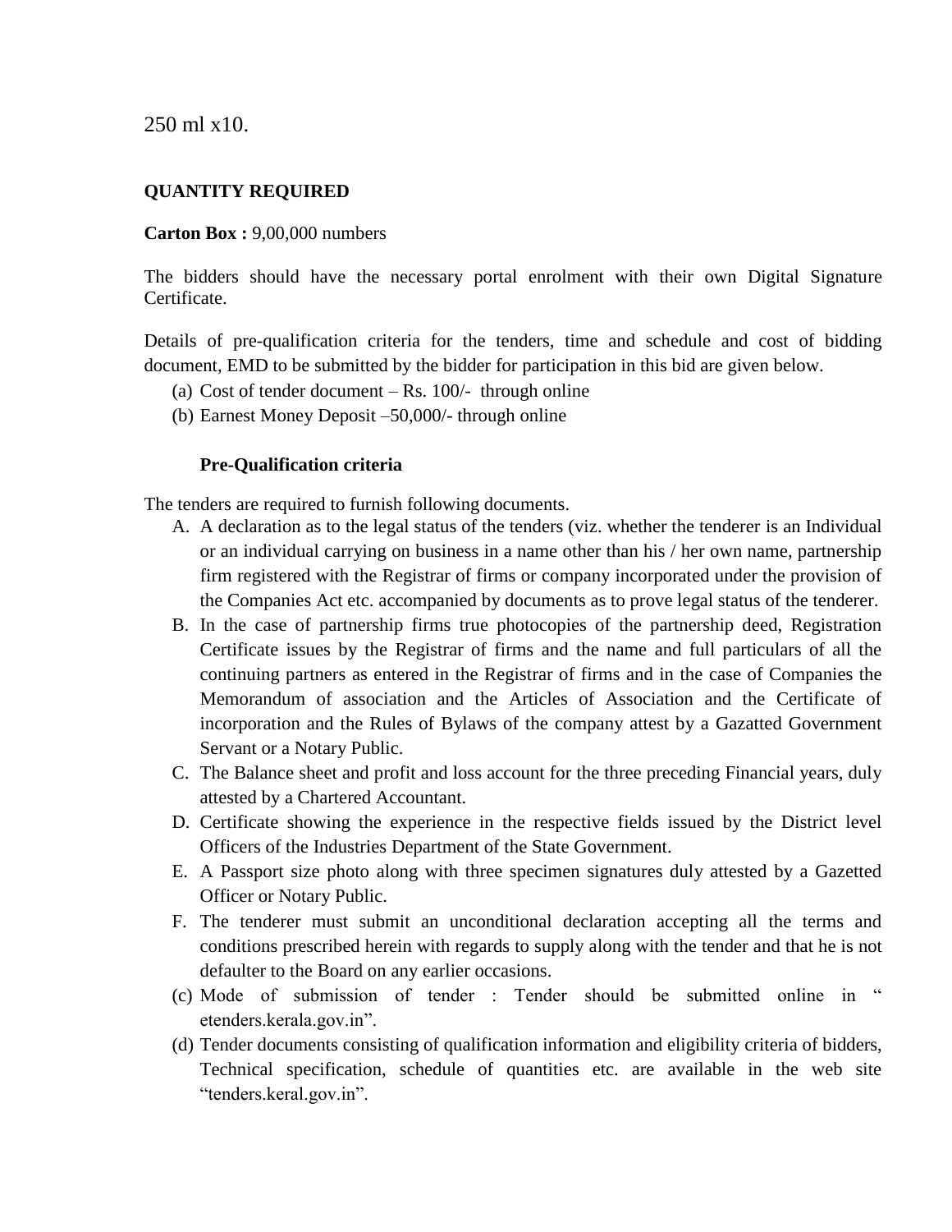250 ml x10.

**QUANTITY REQUIRED**

**Carton Box :** 9,00,000 numbers

The bidders should have the necessary portal enrolment with their own Digital Signature Certificate.

Details of pre-qualification criteria for the tenders, time and schedule and cost of bidding document, EMD to be submitted by the bidder for participation in this bid are given below.

(a) Cost of tender document – Rs. 100/- through online

(b) Earnest Money Deposit –50,000/- through online

**Pre-Qualification criteria**

The tenders are required to furnish following documents.

A. A declaration as to the legal status of the tenders (viz. whether the tenderer is an Individual or an individual carrying on business in a name other than his / her own name, partnership firm registered with the Registrar of firms or company incorporated under the provision of the Companies Act etc. accompanied by documents as to prove legal status of the tenderer.

B. In the case of partnership firms true photocopies of the partnership deed, Registration Certificate issues by the Registrar of firms and the name and full particulars of all the continuing partners as entered in the Registrar of firms and in the case of Companies the Memorandum of association and the Articles of Association and the Certificate of incorporation and the Rules of Bylaws of the company attest by a Gazatted Government Servant or a Notary Public.

C. The Balance sheet and profit and loss account for the three preceding Financial years, duly attested by a Chartered Accountant.

D. Certificate showing the experience in the respective fields issued by the District level Officers of the Industries Department of the State Government.

E. A Passport size photo along with three specimen signatures duly attested by a Gazetted Officer or Notary Public.

F. The tenderer must submit an unconditional declaration accepting all the terms and conditions prescribed herein with regards to supply along with the tender and that he is not defaulter to the Board on any earlier occasions.

(c) Mode of submission of tender : Tender should be submitted online in " etenders.kerala.gov.in".

(d) Tender documents consisting of qualification information and eligibility criteria of bidders, Technical specification, schedule of quantities etc. are available in the web site "tenders.keral.gov.in".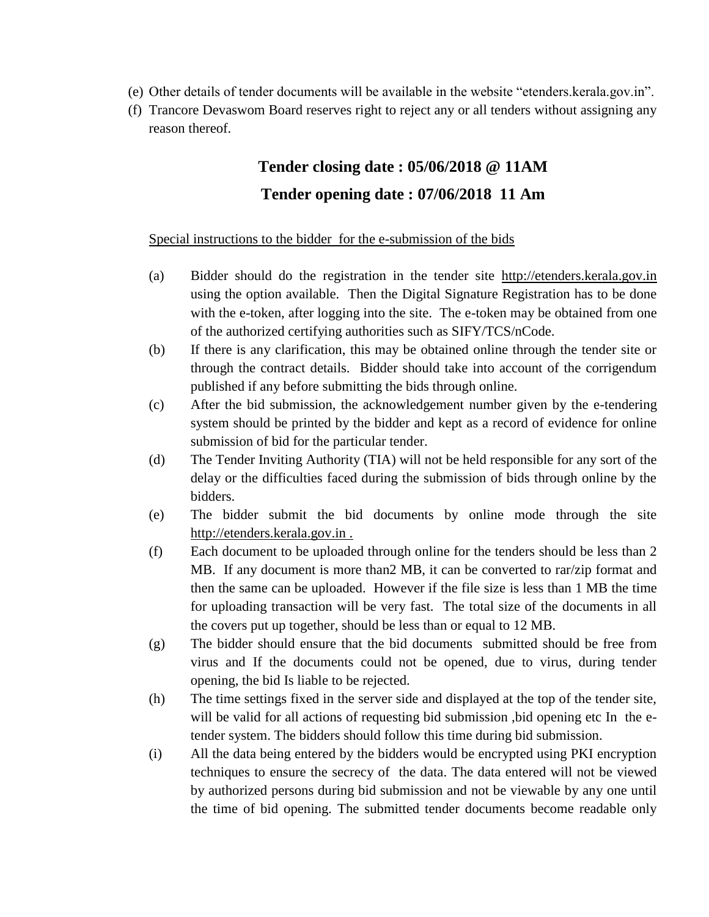(e) Other details of tender documents will be available in the website "etenders.kerala.gov.in".

(f) Trancore Devaswom Board reserves right to reject any or all tenders without assigning any reason thereof.

**Tender closing date : 05/06/2018 @ 11AM**

**Tender opening date : 07/06/2018 11 Am**

Special instructions to the bidder for the e-submission of the bids

(a) Bidder should do the registration in the tender site http://etenders.kerala.gov.in using the option available. Then the Digital Signature Registration has to be done with the e-token, after logging into the site. The e-token may be obtained from one of the authorized certifying authorities such as SIFY/TCS/nCode.

(b) If there is any clarification, this may be obtained online through the tender site or through the contract details. Bidder should take into account of the corrigendum published if any before submitting the bids through online.

(c) After the bid submission, the acknowledgement number given by the e-tendering system should be printed by the bidder and kept as a record of evidence for online submission of bid for the particular tender.

(d) The Tender Inviting Authority (TIA) will not be held responsible for any sort of the delay or the difficulties faced during the submission of bids through online by the bidders.

(e) The bidder submit the bid documents by online mode through the site http://etenders.kerala.gov.in .

(f) Each document to be uploaded through online for the tenders should be less than 2 MB. If any document is more than2 MB, it can be converted to rar/zip format and then the same can be uploaded. However if the file size is less than 1 MB the time for uploading transaction will be very fast. The total size of the documents in all the covers put up together, should be less than or equal to 12 MB.

(g) The bidder should ensure that the bid documents submitted should be free from virus and If the documents could not be opened, due to virus, during tender opening, the bid Is liable to be rejected.

(h) The time settings fixed in the server side and displayed at the top of the tender site, will be valid for all actions of requesting bid submission ,bid opening etc In the e-tender system. The bidders should follow this time during bid submission.

(i) All the data being entered by the bidders would be encrypted using PKI encryption techniques to ensure the secrecy of the data. The data entered will not be viewed by authorized persons during bid submission and not be viewable by any one until the time of bid opening. The submitted tender documents become readable only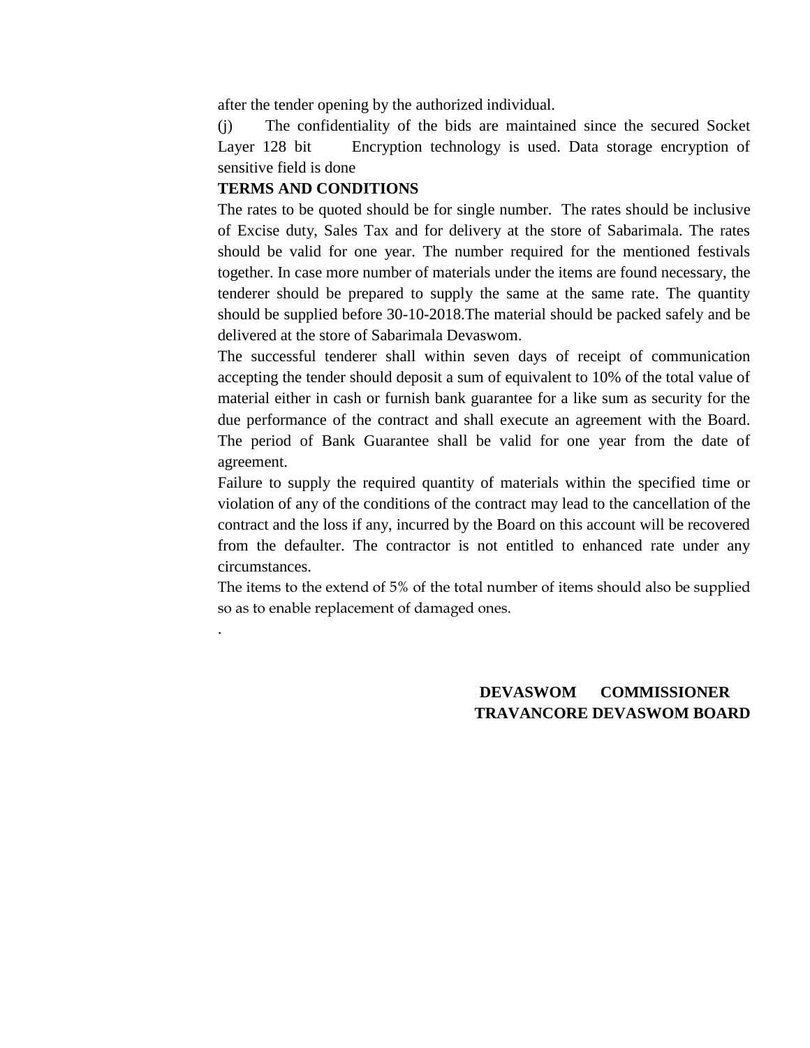after the tender opening by the authorized individual.

(j) The confidentiality of the bids are maintained since the secured Socket Layer 128 bit Encryption technology is used. Data storage encryption of sensitive field is done

**TERMS AND CONDITIONS**

The rates to be quoted should be for single number. The rates should be inclusive of Excise duty, Sales Tax and for delivery at the store of Sabarimala. The rates should be valid for one year. The number required for the mentioned festivals together. In case more number of materials under the items are found necessary, the tenderer should be prepared to supply the same at the same rate. The quantity should be supplied before 30-10-2018.The material should be packed safely and be delivered at the store of Sabarimala Devaswom.

The successful tenderer shall within seven days of receipt of communication accepting the tender should deposit a sum of equivalent to 10% of the total value of material either in cash or furnish bank guarantee for a like sum as security for the due performance of the contract and shall execute an agreement with the Board. The period of Bank Guarantee shall be valid for one year from the date of agreement.

Failure to supply the required quantity of materials within the specified time or violation of any of the conditions of the contract may lead to the cancellation of the contract and the loss if any, incurred by the Board on this account will be recovered from the defaulter. The contractor is not entitled to enhanced rate under any circumstances.

The items to the extend of 5% of the total number of items should also be supplied so as to enable replacement of damaged ones.

.

**DEVASWOM COMMISSIONER**
**TRAVANCORE DEVASWOM BOARD**